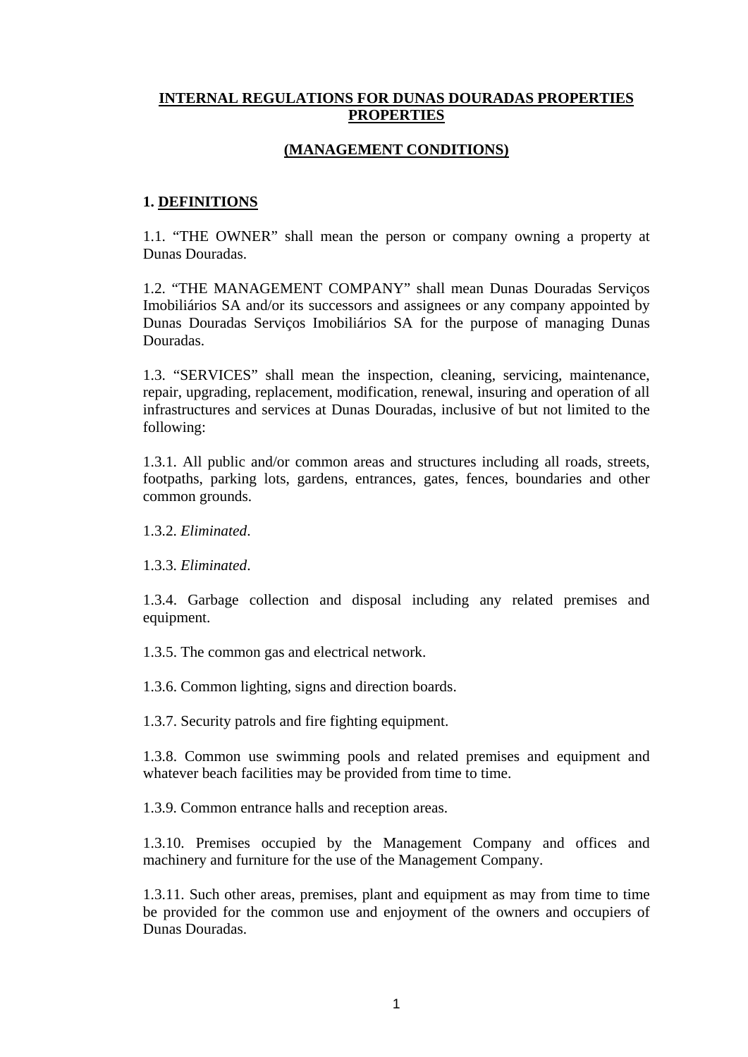# INTERNAL REGULATIONS FOR DUNAS DOURADAS PROPERTIES PROPERTIES

## (MANAGEMENT CONDITIONS)

### 1. DEFINITIONS

1.1. "THE OWNER" shall mean the person or company owning a property at Dunas Douradas.

1.2. "THE MANAGEMENT COMPANY" shall mean Dunas Douradas Serviços Imobiliários SA and/or its successors and assignees or any company appointed by Dunas Douradas Serviços Imobiliários SA for the purpose of managing Dunas Douradas.

1.3. "SERVICES" shall mean the inspection, cleaning, servicing, maintenance, repair, upgrading, replacement, modification, renewal, insuring and operation of all infrastructures and services at Dunas Douradas, inclusive of but not limited to the following:

1.3.1. All public and/or common areas and structures including all roads, streets, footpaths, parking lots, gardens, entrances, gates, fences, boundaries and other common grounds.

1.3.2. *Eliminated*.

1.3.3. *Eliminated*.

1.3.4. Garbage collection and disposal including any related premises and equipment.

1.3.5. The common gas and electrical network.

1.3.6. Common lighting, signs and direction boards.

1.3.7. Security patrols and fire fighting equipment.

1.3.8. Common use swimming pools and related premises and equipment and whatever beach facilities may be provided from time to time.

1.3.9. Common entrance halls and reception areas.

1.3.10. Premises occupied by the Management Company and offices and machinery and furniture for the use of the Management Company.

1.3.11. Such other areas, premises, plant and equipment as may from time to time be provided for the common use and enjoyment of the owners and occupiers of Dunas Douradas.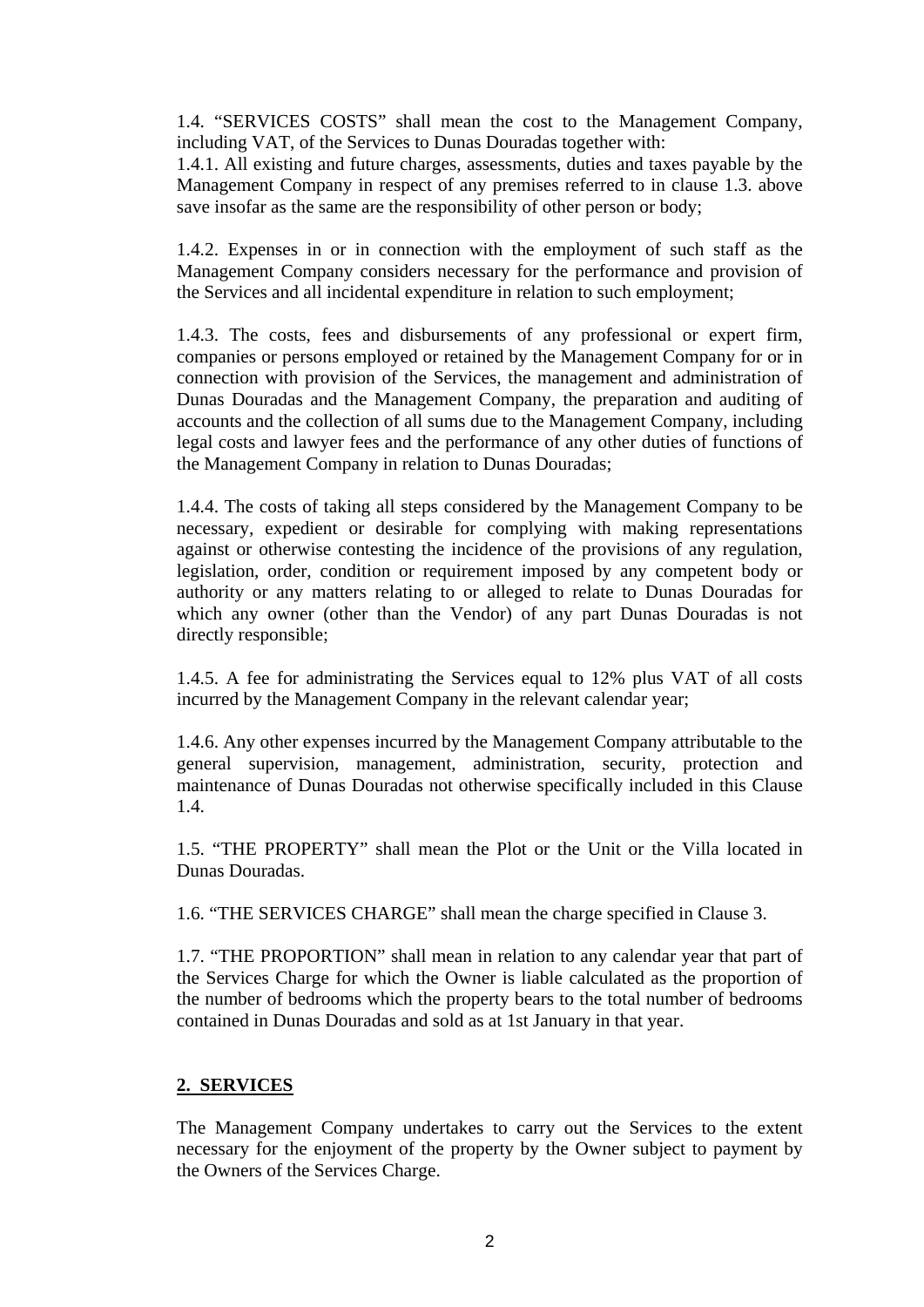1.4. “SERVICES COSTS” shall mean the cost to the Management Company, including VAT, of the Services to Dunas Douradas together with:
1.4.1. All existing and future charges, assessments, duties and taxes payable by the Management Company in respect of any premises referred to in clause 1.3. above save insofar as the same are the responsibility of other person or body;

1.4.2. Expenses in or in connection with the employment of such staff as the Management Company considers necessary for the performance and provision of the Services and all incidental expenditure in relation to such employment;

1.4.3. The costs, fees and disbursements of any professional or expert firm, companies or persons employed or retained by the Management Company for or in connection with provision of the Services, the management and administration of Dunas Douradas and the Management Company, the preparation and auditing of accounts and the collection of all sums due to the Management Company, including legal costs and lawyer fees and the performance of any other duties of functions of the Management Company in relation to Dunas Douradas;

1.4.4. The costs of taking all steps considered by the Management Company to be necessary, expedient or desirable for complying with making representations against or otherwise contesting the incidence of the provisions of any regulation, legislation, order, condition or requirement imposed by any competent body or authority or any matters relating to or alleged to relate to Dunas Douradas for which any owner (other than the Vendor) of any part Dunas Douradas is not directly responsible;

1.4.5. A fee for administrating the Services equal to 12% plus VAT of all costs incurred by the Management Company in the relevant calendar year;

1.4.6. Any other expenses incurred by the Management Company attributable to the general supervision, management, administration, security, protection and maintenance of Dunas Douradas not otherwise specifically included in this Clause 1.4.

1.5. “THE PROPERTY” shall mean the Plot or the Unit or the Villa located in Dunas Douradas.

1.6. “THE SERVICES CHARGE” shall mean the charge specified in Clause 3.

1.7. “THE PROPORTION” shall mean in relation to any calendar year that part of the Services Charge for which the Owner is liable calculated as the proportion of the number of bedrooms which the property bears to the total number of bedrooms contained in Dunas Douradas and sold as at 1st January in that year.

## 2. SERVICES

The Management Company undertakes to carry out the Services to the extent necessary for the enjoyment of the property by the Owner subject to payment by the Owners of the Services Charge.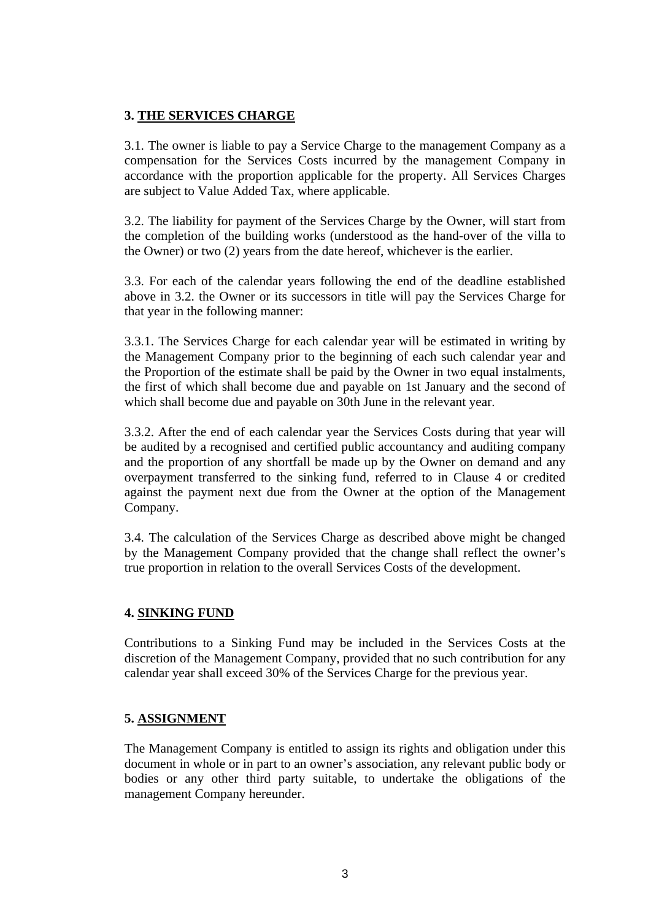## 3. THE SERVICES CHARGE

3.1. The owner is liable to pay a Service Charge to the management Company as a compensation for the Services Costs incurred by the management Company in accordance with the proportion applicable for the property. All Services Charges are subject to Value Added Tax, where applicable.

3.2. The liability for payment of the Services Charge by the Owner, will start from the completion of the building works (understood as the hand-over of the villa to the Owner) or two (2) years from the date hereof, whichever is the earlier.

3.3. For each of the calendar years following the end of the deadline established above in 3.2. the Owner or its successors in title will pay the Services Charge for that year in the following manner:

3.3.1. The Services Charge for each calendar year will be estimated in writing by the Management Company prior to the beginning of each such calendar year and the Proportion of the estimate shall be paid by the Owner in two equal instalments, the first of which shall become due and payable on 1st January and the second of which shall become due and payable on 30th June in the relevant year.

3.3.2. After the end of each calendar year the Services Costs during that year will be audited by a recognised and certified public accountancy and auditing company and the proportion of any shortfall be made up by the Owner on demand and any overpayment transferred to the sinking fund, referred to in Clause 4 or credited against the payment next due from the Owner at the option of the Management Company.

3.4. The calculation of the Services Charge as described above might be changed by the Management Company provided that the change shall reflect the owner's true proportion in relation to the overall Services Costs of the development.

## 4. SINKING FUND

Contributions to a Sinking Fund may be included in the Services Costs at the discretion of the Management Company, provided that no such contribution for any calendar year shall exceed 30% of the Services Charge for the previous year.

## 5. ASSIGNMENT

The Management Company is entitled to assign its rights and obligation under this document in whole or in part to an owner's association, any relevant public body or bodies or any other third party suitable, to undertake the obligations of the management Company hereunder.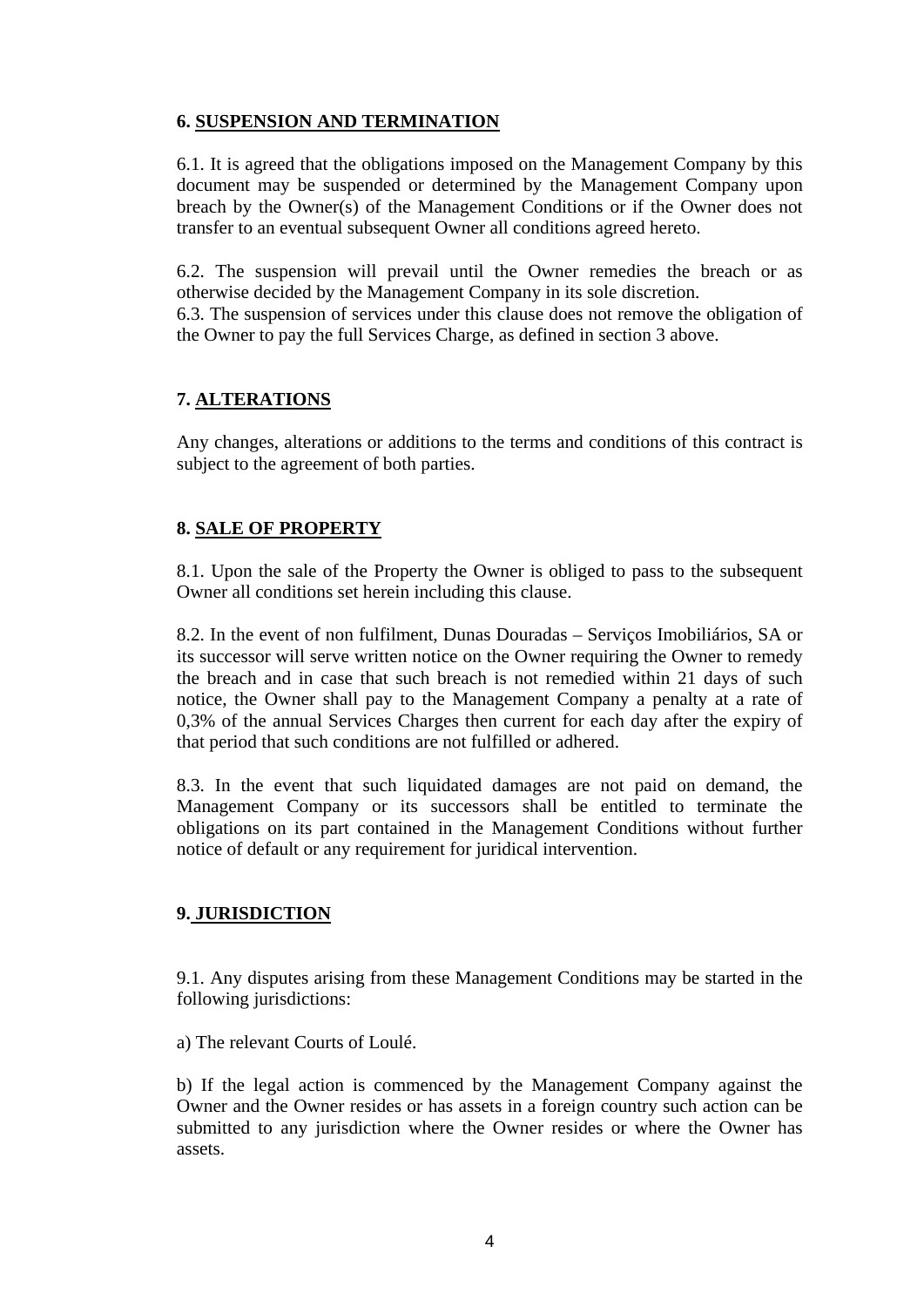## 6. SUSPENSION AND TERMINATION

6.1. It is agreed that the obligations imposed on the Management Company by this document may be suspended or determined by the Management Company upon breach by the Owner(s) of the Management Conditions or if the Owner does not transfer to an eventual subsequent Owner all conditions agreed hereto.

6.2. The suspension will prevail until the Owner remedies the breach or as otherwise decided by the Management Company in its sole discretion.

6.3. The suspension of services under this clause does not remove the obligation of the Owner to pay the full Services Charge, as defined in section 3 above.

## 7. ALTERATIONS

Any changes, alterations or additions to the terms and conditions of this contract is subject to the agreement of both parties.

## 8. SALE OF PROPERTY

8.1. Upon the sale of the Property the Owner is obliged to pass to the subsequent Owner all conditions set herein including this clause.

8.2. In the event of non fulfilment, Dunas Douradas – Serviços Imobiliários, SA or its successor will serve written notice on the Owner requiring the Owner to remedy the breach and in case that such breach is not remedied within 21 days of such notice, the Owner shall pay to the Management Company a penalty at a rate of 0,3% of the annual Services Charges then current for each day after the expiry of that period that such conditions are not fulfilled or adhered.

8.3. In the event that such liquidated damages are not paid on demand, the Management Company or its successors shall be entitled to terminate the obligations on its part contained in the Management Conditions without further notice of default or any requirement for juridical intervention.

## 9. JURISDICTION

9.1. Any disputes arising from these Management Conditions may be started in the following jurisdictions:

a) The relevant Courts of Loulé.

b) If the legal action is commenced by the Management Company against the Owner and the Owner resides or has assets in a foreign country such action can be submitted to any jurisdiction where the Owner resides or where the Owner has assets.